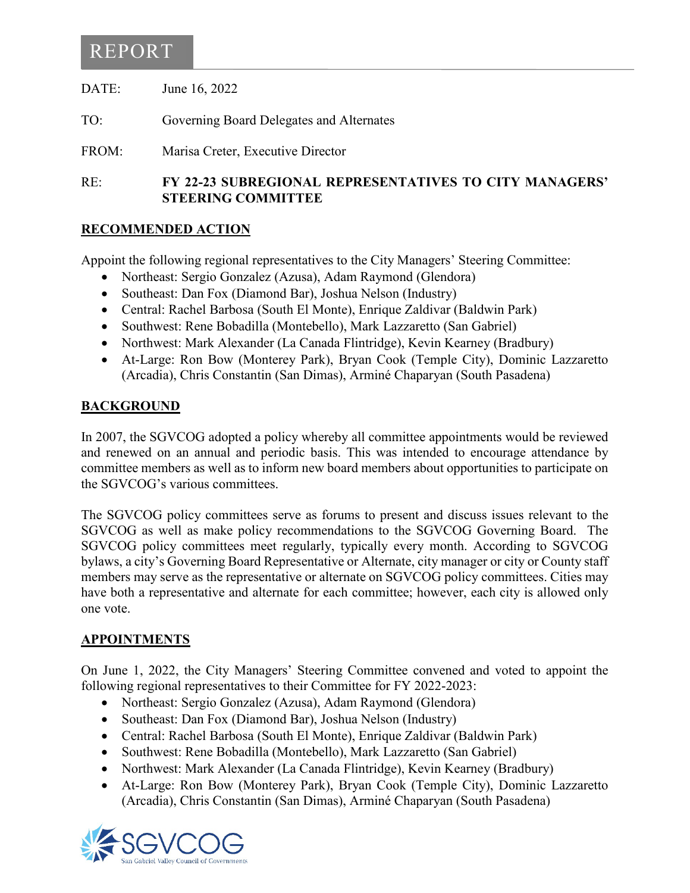# REPORT

DATE: June 16, 2022

TO: Governing Board Delegates and Alternates

FROM: Marisa Creter, Executive Director

RE: **FY 22-23 SUBREGIONAL REPRESENTATIVES TO CITY MANAGERS' STEERING COMMITTEE**

## RECOMMENDED ACTION

Appoint the following regional representatives to the City Managers' Steering Committee:

- Northeast: Sergio Gonzalez (Azusa), Adam Raymond (Glendora)
- Southeast: Dan Fox (Diamond Bar), Joshua Nelson (Industry)
- Central: Rachel Barbosa (South El Monte), Enrique Zaldivar (Baldwin Park)
- Southwest: Rene Bobadilla (Montebello), Mark Lazzaretto (San Gabriel)
- Northwest: Mark Alexander (La Canada Flintridge), Kevin Kearney (Bradbury)
- At-Large: Ron Bow (Monterey Park), Bryan Cook (Temple City), Dominic Lazzaretto (Arcadia), Chris Constantin (San Dimas), Arminé Chaparyan (South Pasadena)

## BACKGROUND

In 2007, the SGVCOG adopted a policy whereby all committee appointments would be reviewed and renewed on an annual and periodic basis. This was intended to encourage attendance by committee members as well as to inform new board members about opportunities to participate on the SGVCOG's various committees.

The SGVCOG policy committees serve as forums to present and discuss issues relevant to the SGVCOG as well as make policy recommendations to the SGVCOG Governing Board. The SGVCOG policy committees meet regularly, typically every month. According to SGVCOG bylaws, a city's Governing Board Representative or Alternate, city manager or city or County staff members may serve as the representative or alternate on SGVCOG policy committees. Cities may have both a representative and alternate for each committee; however, each city is allowed only one vote.

## APPOINTMENTS

On June 1, 2022, the City Managers' Steering Committee convened and voted to appoint the following regional representatives to their Committee for FY 2022-2023:

- Northeast: Sergio Gonzalez (Azusa), Adam Raymond (Glendora)
- Southeast: Dan Fox (Diamond Bar), Joshua Nelson (Industry)
- Central: Rachel Barbosa (South El Monte), Enrique Zaldivar (Baldwin Park)
- Southwest: Rene Bobadilla (Montebello), Mark Lazzaretto (San Gabriel)
- Northwest: Mark Alexander (La Canada Flintridge), Kevin Kearney (Bradbury)
- At-Large: Ron Bow (Monterey Park), Bryan Cook (Temple City), Dominic Lazzaretto (Arcadia), Chris Constantin (San Dimas), Arminé Chaparyan (South Pasadena)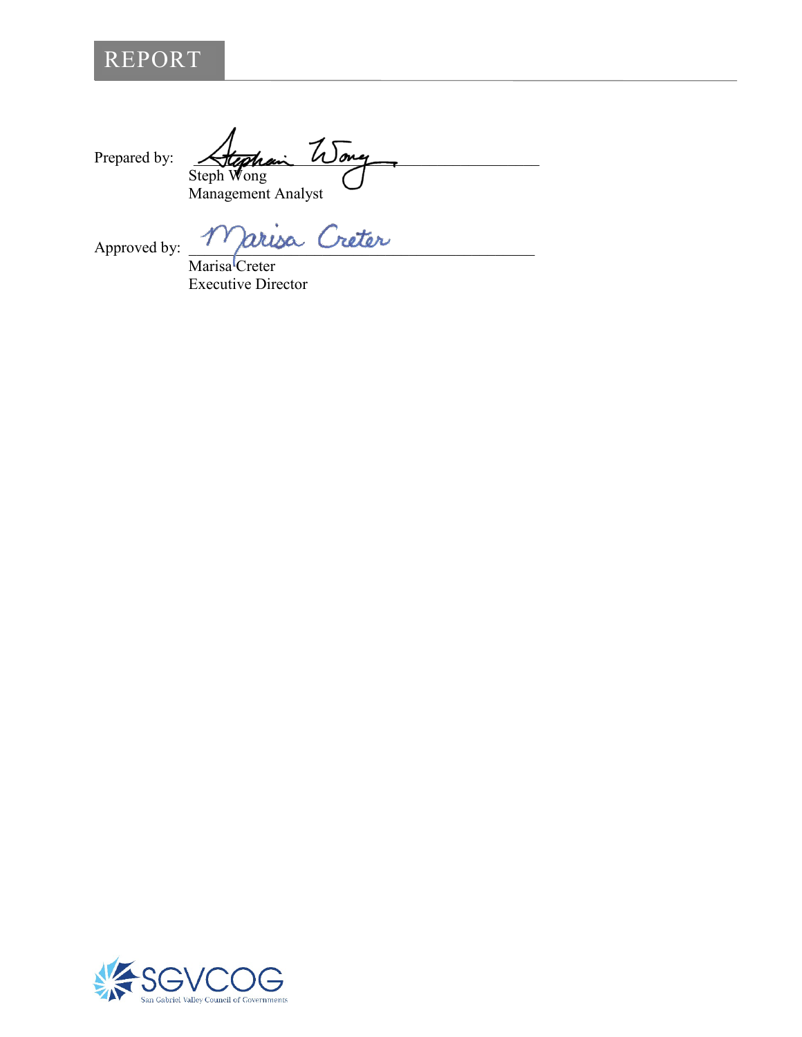Prepared by: ____________________
Steph Wong
Management Analyst

Approved by: ____________________
Marisa Creter
Executive Director